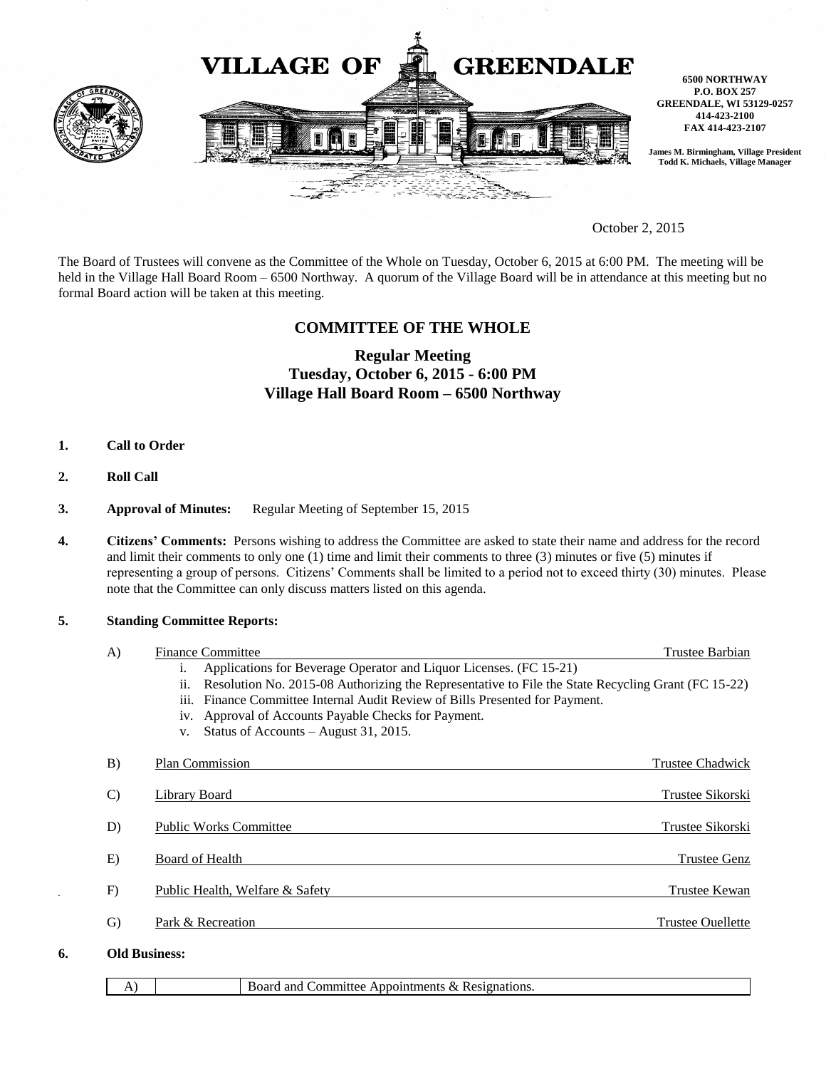# VILLAGE OF GREENDALE

**6500 NORTHWAY**
**P.O. BOX 257**
**GREENDALE, WI 53129-0257**
**414-423-2100**
**FAX 414-423-2107**

**James M. Birmingham, Village President**
**Todd K. Michaels, Village Manager**

October 2, 2015

The Board of Trustees will convene as the Committee of the Whole on Tuesday, October 6, 2015 at 6:00 PM. The meeting will be held in the Village Hall Board Room – 6500 Northway. A quorum of the Village Board will be in attendance at this meeting but no formal Board action will be taken at this meeting.

## COMMITTEE OF THE WHOLE

### Regular Meeting
### Tuesday, October 6, 2015 - 6:00 PM
### Village Hall Board Room – 6500 Northway

**1. Call to Order**

**2. Roll Call**

**3. Approval of Minutes:** Regular Meeting of September 15, 2015

**4. Citizens' Comments:** Persons wishing to address the Committee are asked to state their name and address for the record and limit their comments to only one (1) time and limit their comments to three (3) minutes or five (5) minutes if representing a group of persons. Citizens' Comments shall be limited to a period not to exceed thirty (30) minutes. Please note that the Committee can only discuss matters listed on this agenda.

**5. Standing Committee Reports:**

A) Finance Committee — Trustee Barbian
   - i. Applications for Beverage Operator and Liquor Licenses. (FC 15-21)
   - ii. Resolution No. 2015-08 Authorizing the Representative to File the State Recycling Grant (FC 15-22)
   - iii. Finance Committee Internal Audit Review of Bills Presented for Payment.
   - iv. Approval of Accounts Payable Checks for Payment.
   - v. Status of Accounts – August 31, 2015.

B) Plan Commission — Trustee Chadwick

C) Library Board — Trustee Sikorski

D) Public Works Committee — Trustee Sikorski

E) Board of Health — Trustee Genz

F) Public Health, Welfare & Safety — Trustee Kewan

G) Park & Recreation — Trustee Ouellette

**6. Old Business:**

| A) | | Board and Committee Appointments & Resignations. |
|---|---|---|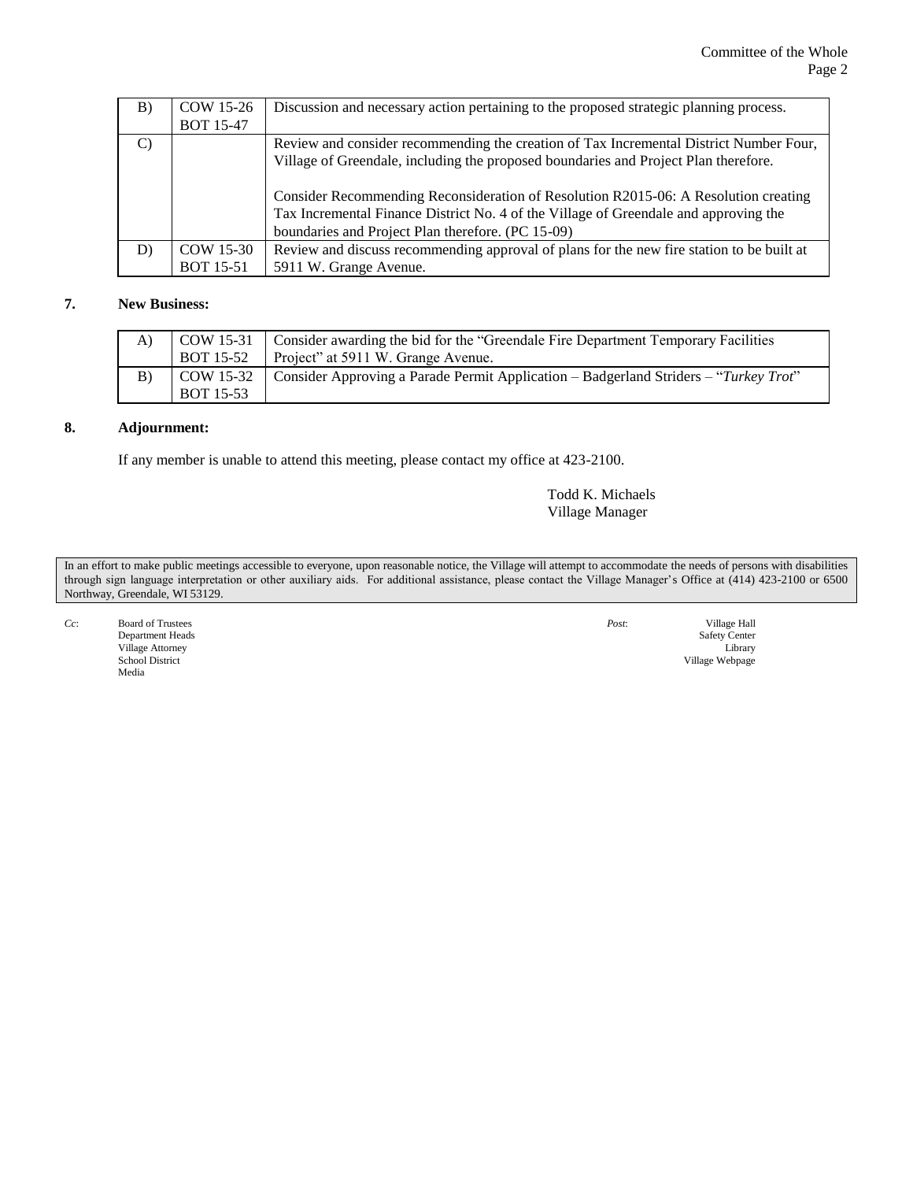| | | |
|---|---|---|
| B) | COW 15-26<br>BOT 15-47 | Discussion and necessary action pertaining to the proposed strategic planning process. |
| C) | | Review and consider recommending the creation of Tax Incremental District Number Four, Village of Greendale, including the proposed boundaries and Project Plan therefore.<br><br>Consider Recommending Reconsideration of Resolution R2015-06: A Resolution creating Tax Incremental Finance District No. 4 of the Village of Greendale and approving the boundaries and Project Plan therefore. (PC 15-09) |
| D) | COW 15-30<br>BOT 15-51 | Review and discuss recommending approval of plans for the new fire station to be built at 5911 W. Grange Avenue. |

**7. New Business:**

| | | |
|---|---|---|
| A) | COW 15-31<br>BOT 15-52 | Consider awarding the bid for the "Greendale Fire Department Temporary Facilities Project" at 5911 W. Grange Avenue. |
| B) | COW 15-32<br>BOT 15-53 | Consider Approving a Parade Permit Application – Badgerland Striders – "*Turkey Trot*" |

**8. Adjournment:**

If any member is unable to attend this meeting, please contact my office at 423-2100.

Todd K. Michaels
Village Manager

In an effort to make public meetings accessible to everyone, upon reasonable notice, the Village will attempt to accommodate the needs of persons with disabilities through sign language interpretation or other auxiliary aids. For additional assistance, please contact the Village Manager's Office at (414) 423-2100 or 6500 Northway, Greendale, WI 53129.

*Cc*: Board of Trustees
Department Heads
Village Attorney
School District
Media

*Post*: Village Hall
Safety Center
Library
Village Webpage